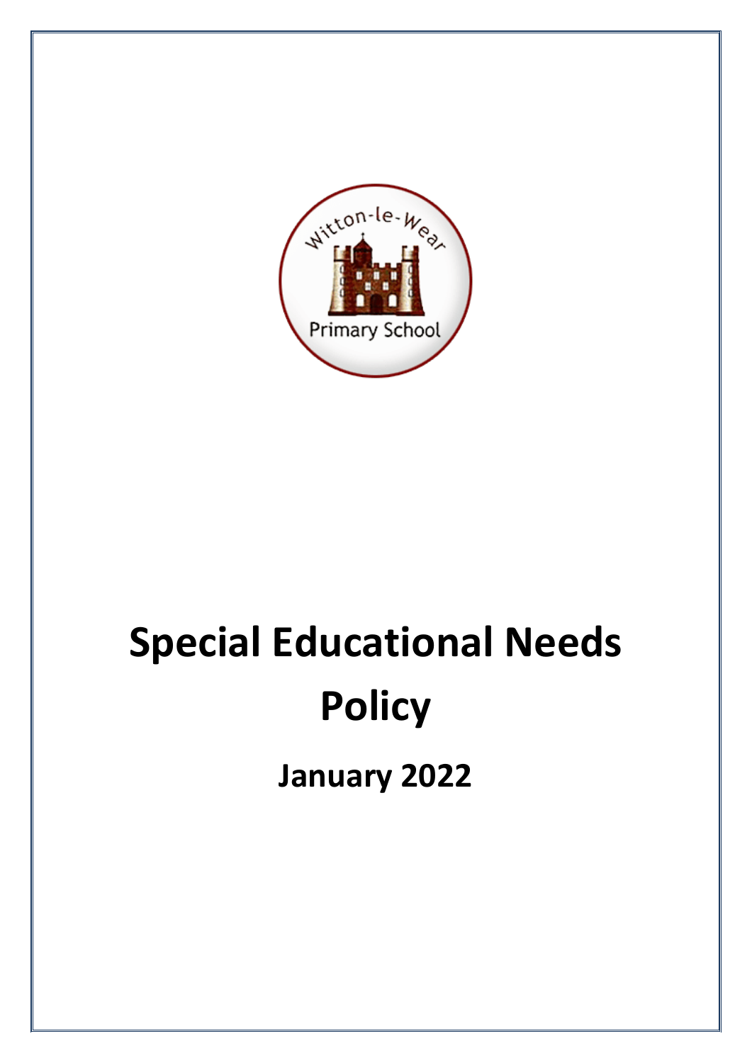# Special Educational Needs Policy

## January 2022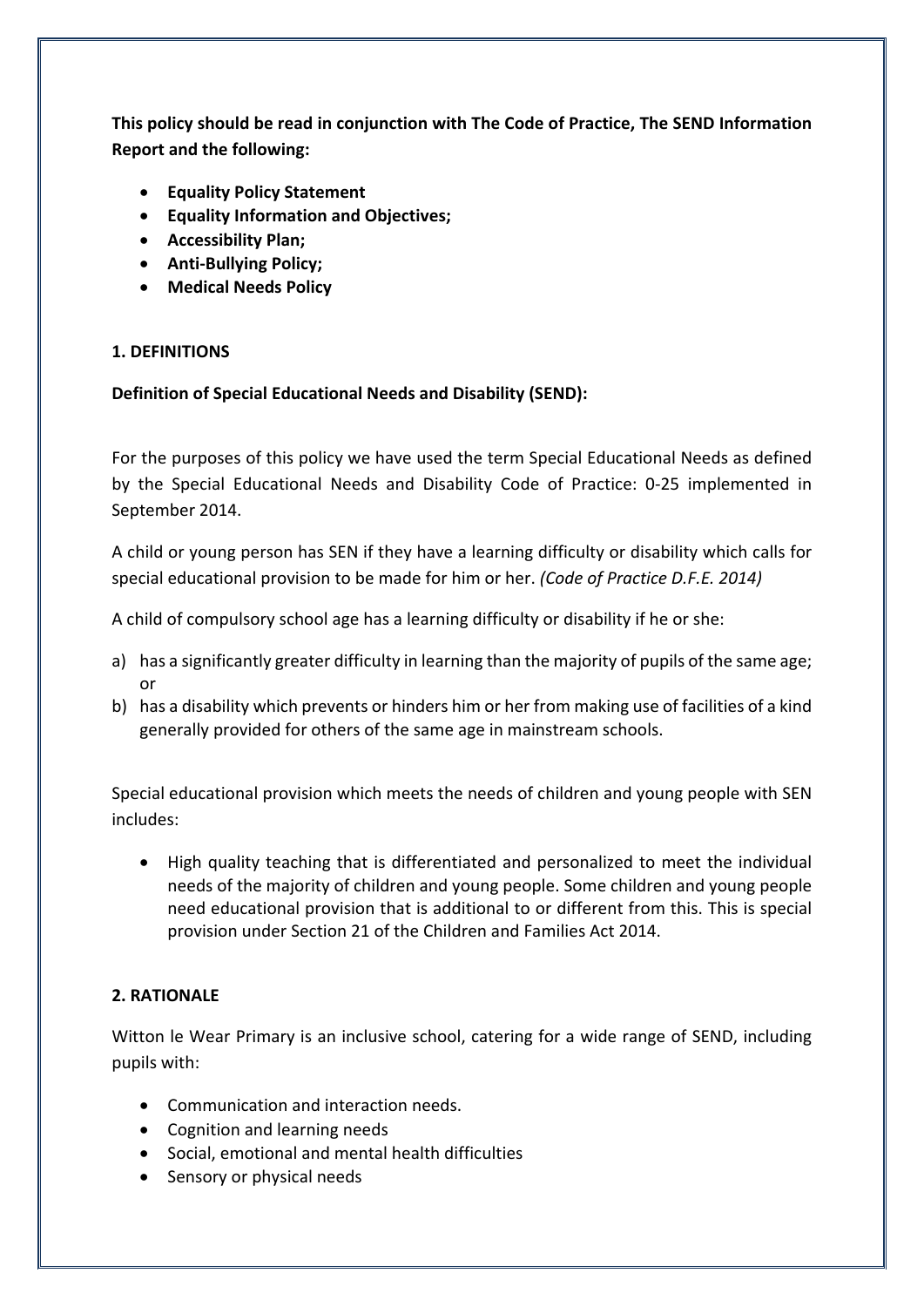**This policy should be read in conjunction with The Code of Practice, The SEND Information Report and the following:**

- **Equality Policy Statement**
- **Equality Information and Objectives;**
- **Accessibility Plan;**
- **Anti-Bullying Policy;**
- **Medical Needs Policy**

## 1. DEFINITIONS

**Definition of Special Educational Needs and Disability (SEND):**

For the purposes of this policy we have used the term Special Educational Needs as defined by the Special Educational Needs and Disability Code of Practice: 0-25 implemented in September 2014.

A child or young person has SEN if they have a learning difficulty or disability which calls for special educational provision to be made for him or her. *(Code of Practice D.F.E. 2014)*

A child of compulsory school age has a learning difficulty or disability if he or she:

a) has a significantly greater difficulty in learning than the majority of pupils of the same age; or
b) has a disability which prevents or hinders him or her from making use of facilities of a kind generally provided for others of the same age in mainstream schools.

Special educational provision which meets the needs of children and young people with SEN includes:

- High quality teaching that is differentiated and personalized to meet the individual needs of the majority of children and young people. Some children and young people need educational provision that is additional to or different from this. This is special provision under Section 21 of the Children and Families Act 2014.

## 2. RATIONALE

Witton le Wear Primary is an inclusive school, catering for a wide range of SEND, including pupils with:

- Communication and interaction needs.
- Cognition and learning needs
- Social, emotional and mental health difficulties
- Sensory or physical needs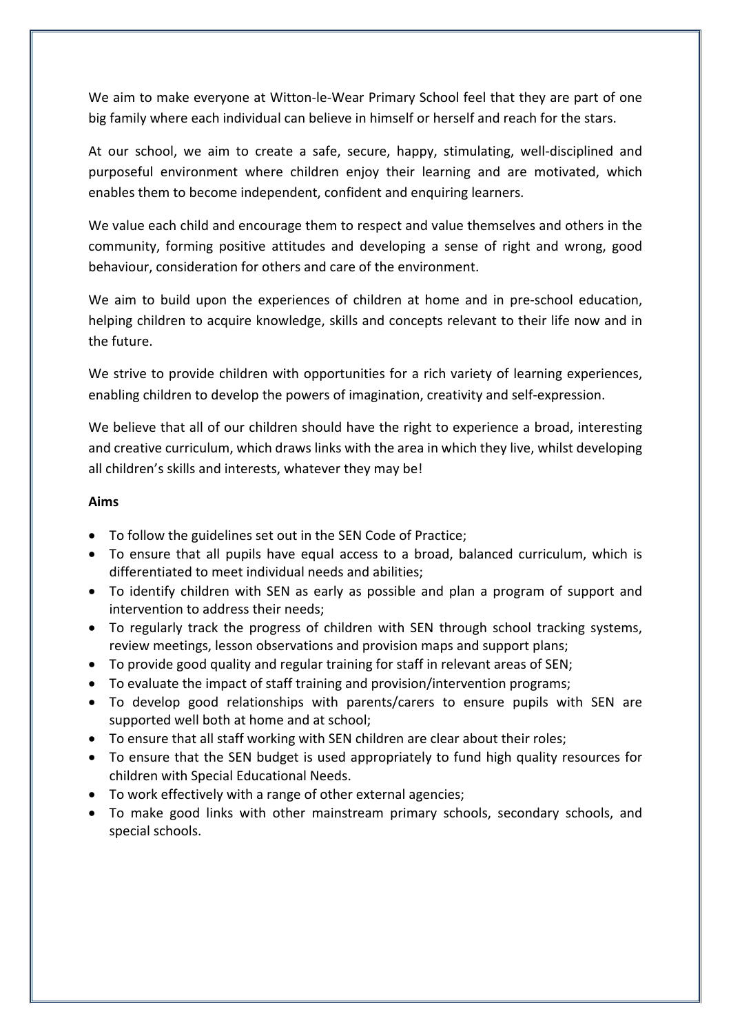We aim to make everyone at Witton-le-Wear Primary School feel that they are part of one big family where each individual can believe in himself or herself and reach for the stars.

At our school, we aim to create a safe, secure, happy, stimulating, well-disciplined and purposeful environment where children enjoy their learning and are motivated, which enables them to become independent, confident and enquiring learners.

We value each child and encourage them to respect and value themselves and others in the community, forming positive attitudes and developing a sense of right and wrong, good behaviour, consideration for others and care of the environment.

We aim to build upon the experiences of children at home and in pre-school education, helping children to acquire knowledge, skills and concepts relevant to their life now and in the future.

We strive to provide children with opportunities for a rich variety of learning experiences, enabling children to develop the powers of imagination, creativity and self-expression.

We believe that all of our children should have the right to experience a broad, interesting and creative curriculum, which draws links with the area in which they live, whilst developing all children's skills and interests, whatever they may be!

**Aims**

- To follow the guidelines set out in the SEN Code of Practice;
- To ensure that all pupils have equal access to a broad, balanced curriculum, which is differentiated to meet individual needs and abilities;
- To identify children with SEN as early as possible and plan a program of support and intervention to address their needs;
- To regularly track the progress of children with SEN through school tracking systems, review meetings, lesson observations and provision maps and support plans;
- To provide good quality and regular training for staff in relevant areas of SEN;
- To evaluate the impact of staff training and provision/intervention programs;
- To develop good relationships with parents/carers to ensure pupils with SEN are supported well both at home and at school;
- To ensure that all staff working with SEN children are clear about their roles;
- To ensure that the SEN budget is used appropriately to fund high quality resources for children with Special Educational Needs.
- To work effectively with a range of other external agencies;
- To make good links with other mainstream primary schools, secondary schools, and special schools.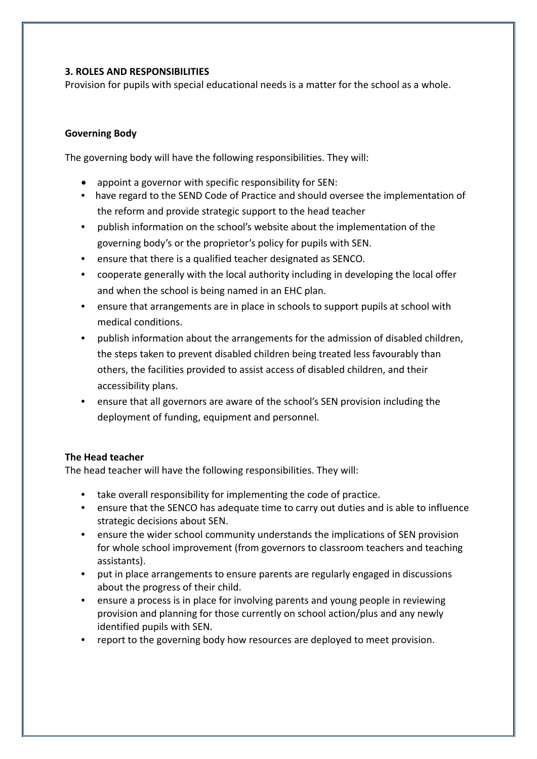## 3. ROLES AND RESPONSIBILITIES

Provision for pupils with special educational needs is a matter for the school as a whole.

### Governing Body

The governing body will have the following responsibilities. They will:

- appoint a governor with specific responsibility for SEN:
- have regard to the SEND Code of Practice and should oversee the implementation of the reform and provide strategic support to the head teacher
- publish information on the school's website about the implementation of the governing body's or the proprietor's policy for pupils with SEN.
- ensure that there is a qualified teacher designated as SENCO.
- cooperate generally with the local authority including in developing the local offer and when the school is being named in an EHC plan.
- ensure that arrangements are in place in schools to support pupils at school with medical conditions.
- publish information about the arrangements for the admission of disabled children, the steps taken to prevent disabled children being treated less favourably than others, the facilities provided to assist access of disabled children, and their accessibility plans.
- ensure that all governors are aware of the school's SEN provision including the deployment of funding, equipment and personnel.

### The Head teacher

The head teacher will have the following responsibilities. They will:

- take overall responsibility for implementing the code of practice.
- ensure that the SENCO has adequate time to carry out duties and is able to influence strategic decisions about SEN.
- ensure the wider school community understands the implications of SEN provision for whole school improvement (from governors to classroom teachers and teaching assistants).
- put in place arrangements to ensure parents are regularly engaged in discussions about the progress of their child.
- ensure a process is in place for involving parents and young people in reviewing provision and planning for those currently on school action/plus and any newly identified pupils with SEN.
- report to the governing body how resources are deployed to meet provision.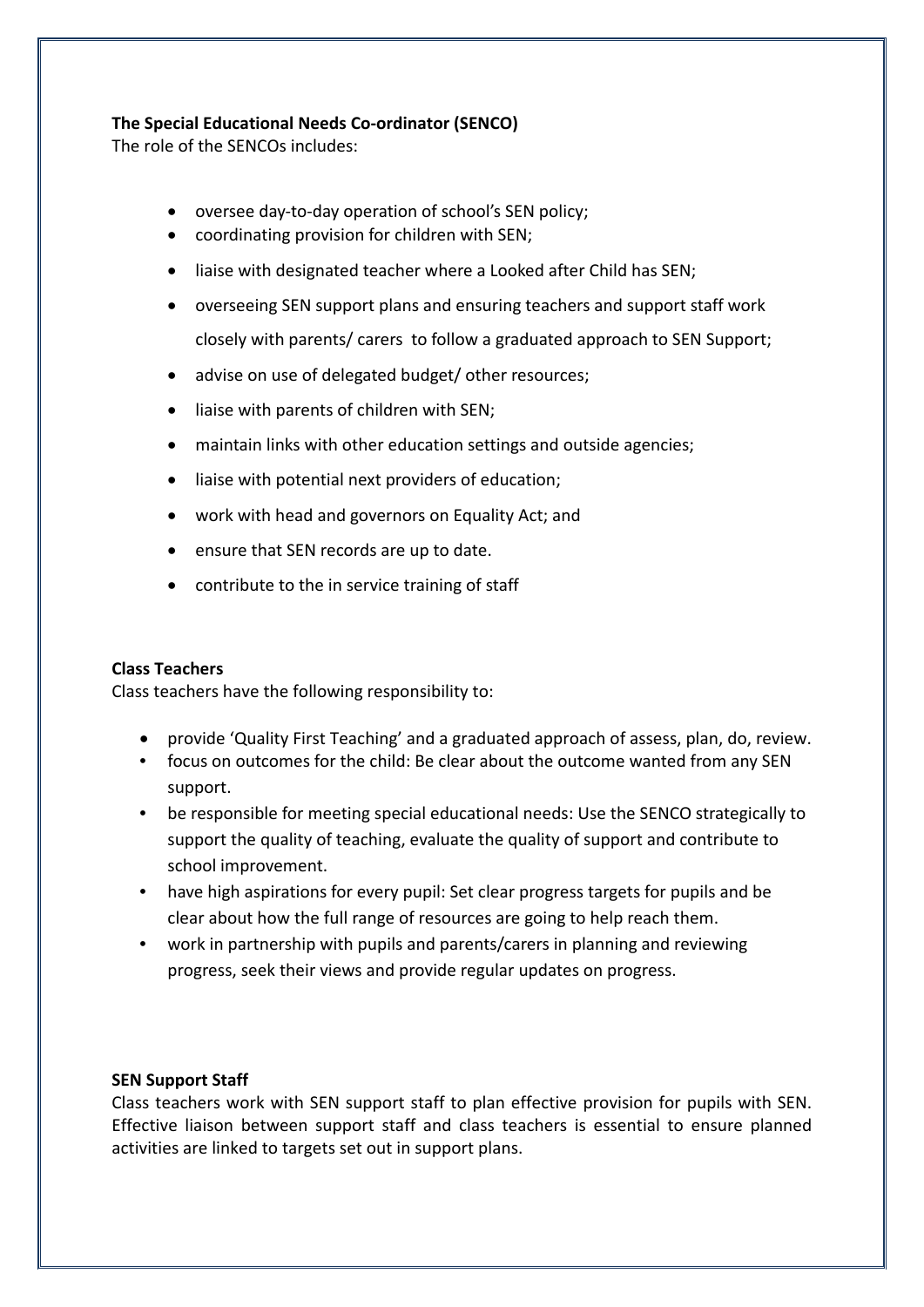**The Special Educational Needs Co-ordinator (SENCO)**

The role of the SENCOs includes:

- oversee day-to-day operation of school's SEN policy;
- coordinating provision for children with SEN;
- liaise with designated teacher where a Looked after Child has SEN;
- overseeing SEN support plans and ensuring teachers and support staff work closely with parents/ carers to follow a graduated approach to SEN Support;
- advise on use of delegated budget/ other resources;
- liaise with parents of children with SEN;
- maintain links with other education settings and outside agencies;
- liaise with potential next providers of education;
- work with head and governors on Equality Act; and
- ensure that SEN records are up to date.
- contribute to the in service training of staff

**Class Teachers**

Class teachers have the following responsibility to:

- provide 'Quality First Teaching' and a graduated approach of assess, plan, do, review.
- focus on outcomes for the child: Be clear about the outcome wanted from any SEN support.
- be responsible for meeting special educational needs: Use the SENCO strategically to support the quality of teaching, evaluate the quality of support and contribute to school improvement.
- have high aspirations for every pupil: Set clear progress targets for pupils and be clear about how the full range of resources are going to help reach them.
- work in partnership with pupils and parents/carers in planning and reviewing progress, seek their views and provide regular updates on progress.

**SEN Support Staff**

Class teachers work with SEN support staff to plan effective provision for pupils with SEN. Effective liaison between support staff and class teachers is essential to ensure planned activities are linked to targets set out in support plans.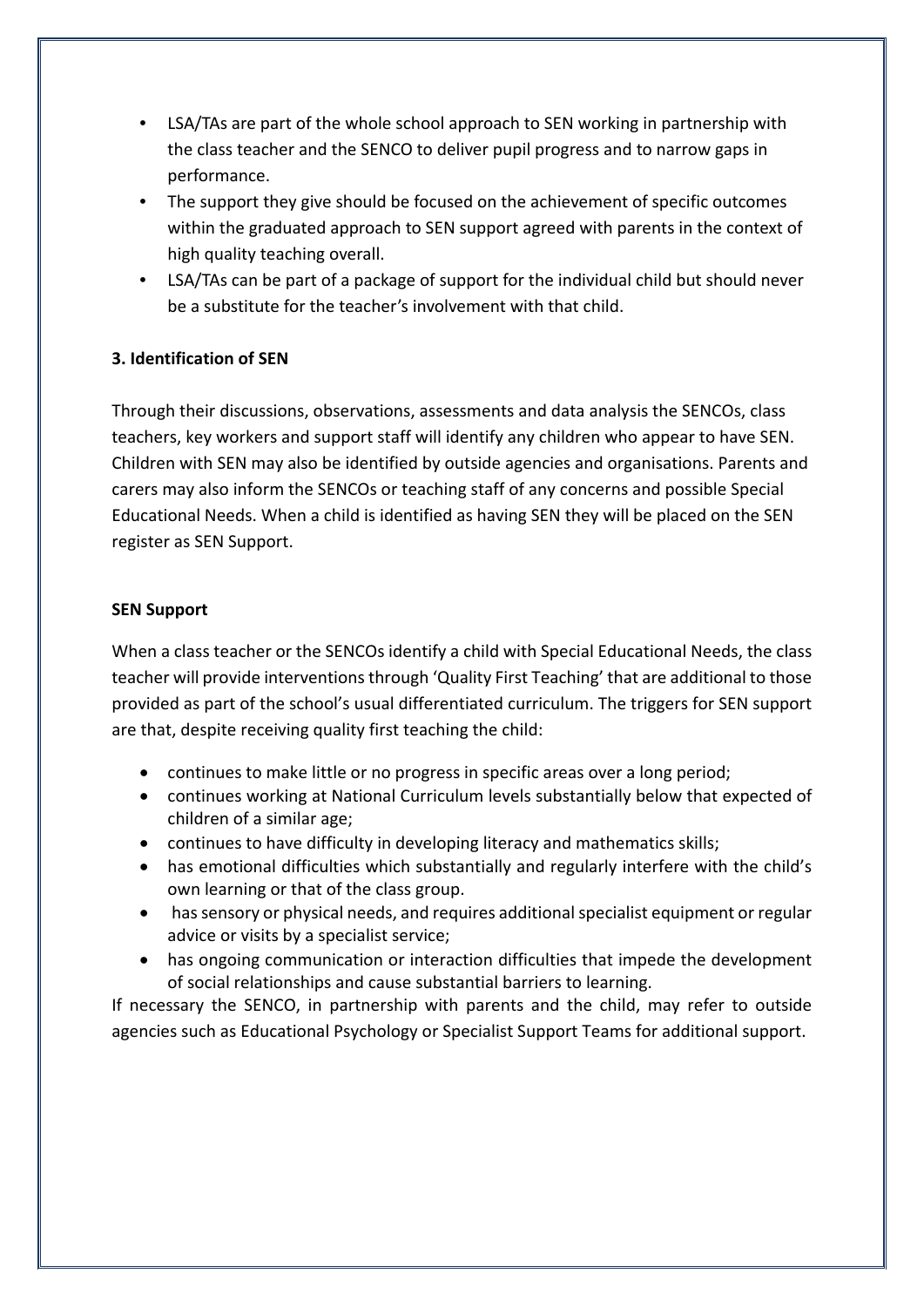- LSA/TAs are part of the whole school approach to SEN working in partnership with the class teacher and the SENCO to deliver pupil progress and to narrow gaps in performance.
- The support they give should be focused on the achievement of specific outcomes within the graduated approach to SEN support agreed with parents in the context of high quality teaching overall.
- LSA/TAs can be part of a package of support for the individual child but should never be a substitute for the teacher's involvement with that child.

**3. Identification of SEN**

Through their discussions, observations, assessments and data analysis the SENCOs, class teachers, key workers and support staff will identify any children who appear to have SEN. Children with SEN may also be identified by outside agencies and organisations. Parents and carers may also inform the SENCOs or teaching staff of any concerns and possible Special Educational Needs. When a child is identified as having SEN they will be placed on the SEN register as SEN Support.

**SEN Support**

When a class teacher or the SENCOs identify a child with Special Educational Needs, the class teacher will provide interventions through 'Quality First Teaching' that are additional to those provided as part of the school's usual differentiated curriculum. The triggers for SEN support are that, despite receiving quality first teaching the child:

- continues to make little or no progress in specific areas over a long period;
- continues working at National Curriculum levels substantially below that expected of children of a similar age;
- continues to have difficulty in developing literacy and mathematics skills;
- has emotional difficulties which substantially and regularly interfere with the child's own learning or that of the class group.
- has sensory or physical needs, and requires additional specialist equipment or regular advice or visits by a specialist service;
- has ongoing communication or interaction difficulties that impede the development of social relationships and cause substantial barriers to learning.

If necessary the SENCO, in partnership with parents and the child, may refer to outside agencies such as Educational Psychology or Specialist Support Teams for additional support.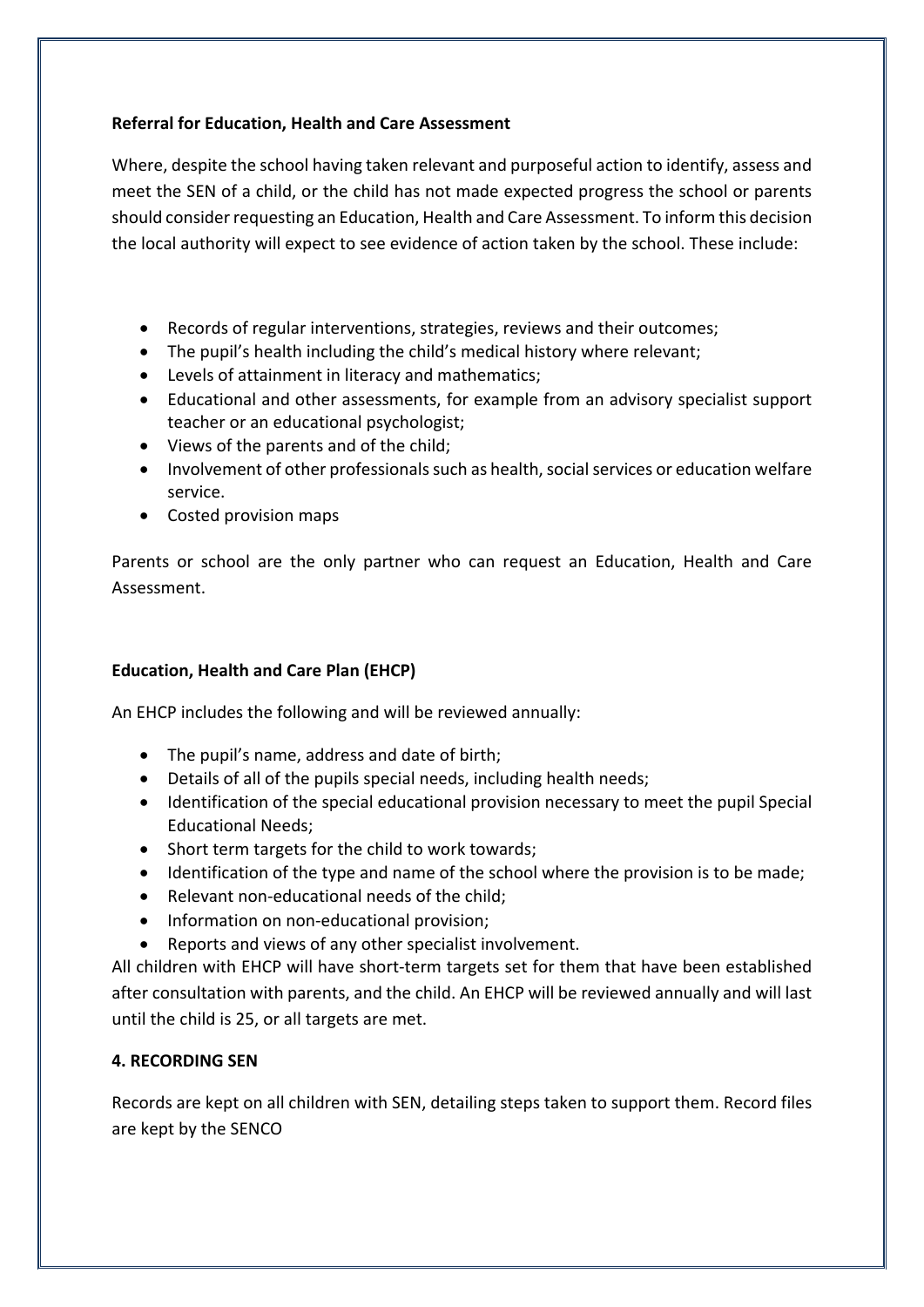**Referral for Education, Health and Care Assessment**

Where, despite the school having taken relevant and purposeful action to identify, assess and meet the SEN of a child, or the child has not made expected progress the school or parents should consider requesting an Education, Health and Care Assessment. To inform this decision the local authority will expect to see evidence of action taken by the school. These include:

- Records of regular interventions, strategies, reviews and their outcomes;
- The pupil's health including the child's medical history where relevant;
- Levels of attainment in literacy and mathematics;
- Educational and other assessments, for example from an advisory specialist support teacher or an educational psychologist;
- Views of the parents and of the child;
- Involvement of other professionals such as health, social services or education welfare service.
- Costed provision maps

Parents or school are the only partner who can request an Education, Health and Care Assessment.

**Education, Health and Care Plan (EHCP)**

An EHCP includes the following and will be reviewed annually:

- The pupil's name, address and date of birth;
- Details of all of the pupils special needs, including health needs;
- Identification of the special educational provision necessary to meet the pupil Special Educational Needs;
- Short term targets for the child to work towards;
- Identification of the type and name of the school where the provision is to be made;
- Relevant non-educational needs of the child;
- Information on non-educational provision;
- Reports and views of any other specialist involvement.

All children with EHCP will have short-term targets set for them that have been established after consultation with parents, and the child. An EHCP will be reviewed annually and will last until the child is 25, or all targets are met.

**4. RECORDING SEN**

Records are kept on all children with SEN, detailing steps taken to support them. Record files are kept by the SENCO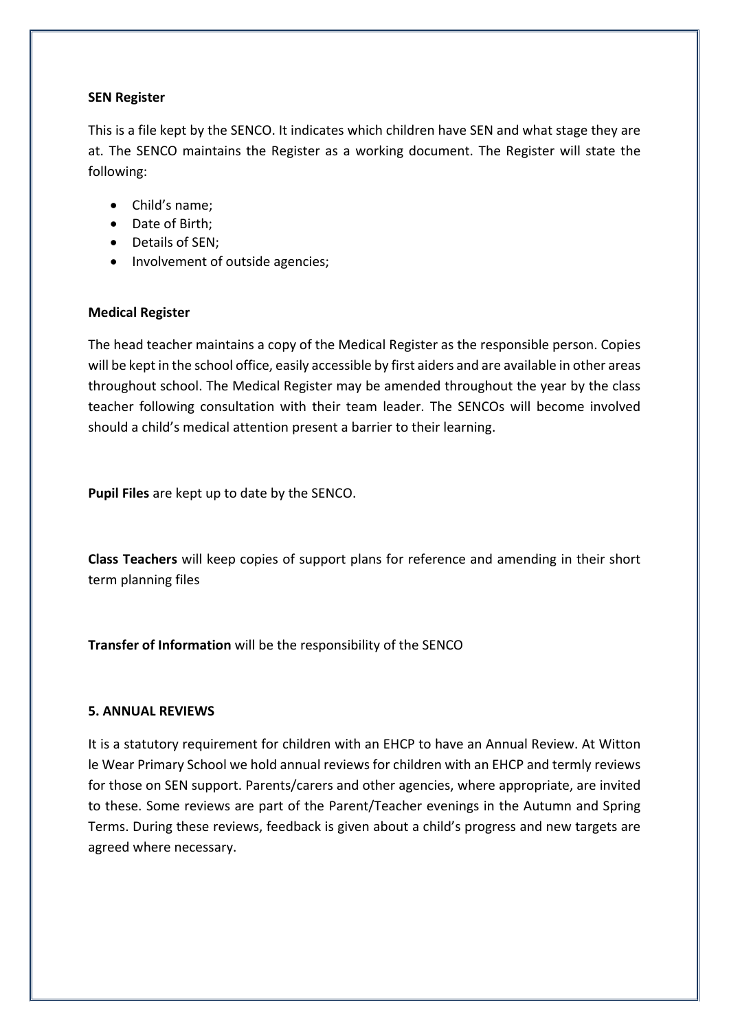**SEN Register**

This is a file kept by the SENCO. It indicates which children have SEN and what stage they are at. The SENCO maintains the Register as a working document. The Register will state the following:

- Child's name;
- Date of Birth;
- Details of SEN;
- Involvement of outside agencies;

**Medical Register**

The head teacher maintains a copy of the Medical Register as the responsible person. Copies will be kept in the school office, easily accessible by first aiders and are available in other areas throughout school. The Medical Register may be amended throughout the year by the class teacher following consultation with their team leader. The SENCOs will become involved should a child's medical attention present a barrier to their learning.

**Pupil Files** are kept up to date by the SENCO.

**Class Teachers** will keep copies of support plans for reference and amending in their short term planning files

**Transfer of Information** will be the responsibility of the SENCO

**5. ANNUAL REVIEWS**

It is a statutory requirement for children with an EHCP to have an Annual Review. At Witton le Wear Primary School we hold annual reviews for children with an EHCP and termly reviews for those on SEN support. Parents/carers and other agencies, where appropriate, are invited to these. Some reviews are part of the Parent/Teacher evenings in the Autumn and Spring Terms. During these reviews, feedback is given about a child's progress and new targets are agreed where necessary.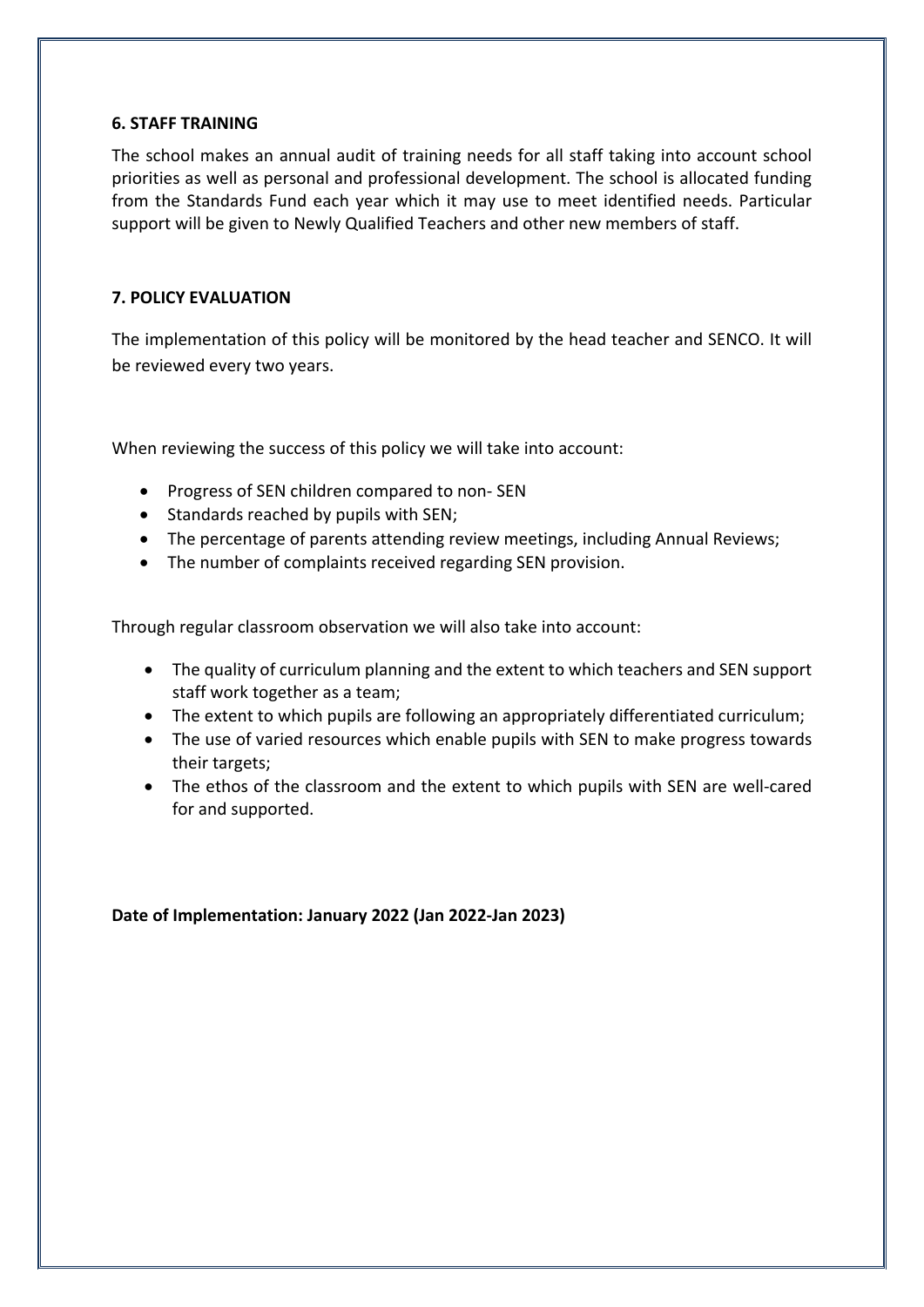**6. STAFF TRAINING**

The school makes an annual audit of training needs for all staff taking into account school priorities as well as personal and professional development. The school is allocated funding from the Standards Fund each year which it may use to meet identified needs. Particular support will be given to Newly Qualified Teachers and other new members of staff.

**7. POLICY EVALUATION**

The implementation of this policy will be monitored by the head teacher and SENCO. It will be reviewed every two years.

When reviewing the success of this policy we will take into account:

- Progress of SEN children compared to non- SEN
- Standards reached by pupils with SEN;
- The percentage of parents attending review meetings, including Annual Reviews;
- The number of complaints received regarding SEN provision.

Through regular classroom observation we will also take into account:

- The quality of curriculum planning and the extent to which teachers and SEN support staff work together as a team;
- The extent to which pupils are following an appropriately differentiated curriculum;
- The use of varied resources which enable pupils with SEN to make progress towards their targets;
- The ethos of the classroom and the extent to which pupils with SEN are well-cared for and supported.

**Date of Implementation: January 2022 (Jan 2022-Jan 2023)**